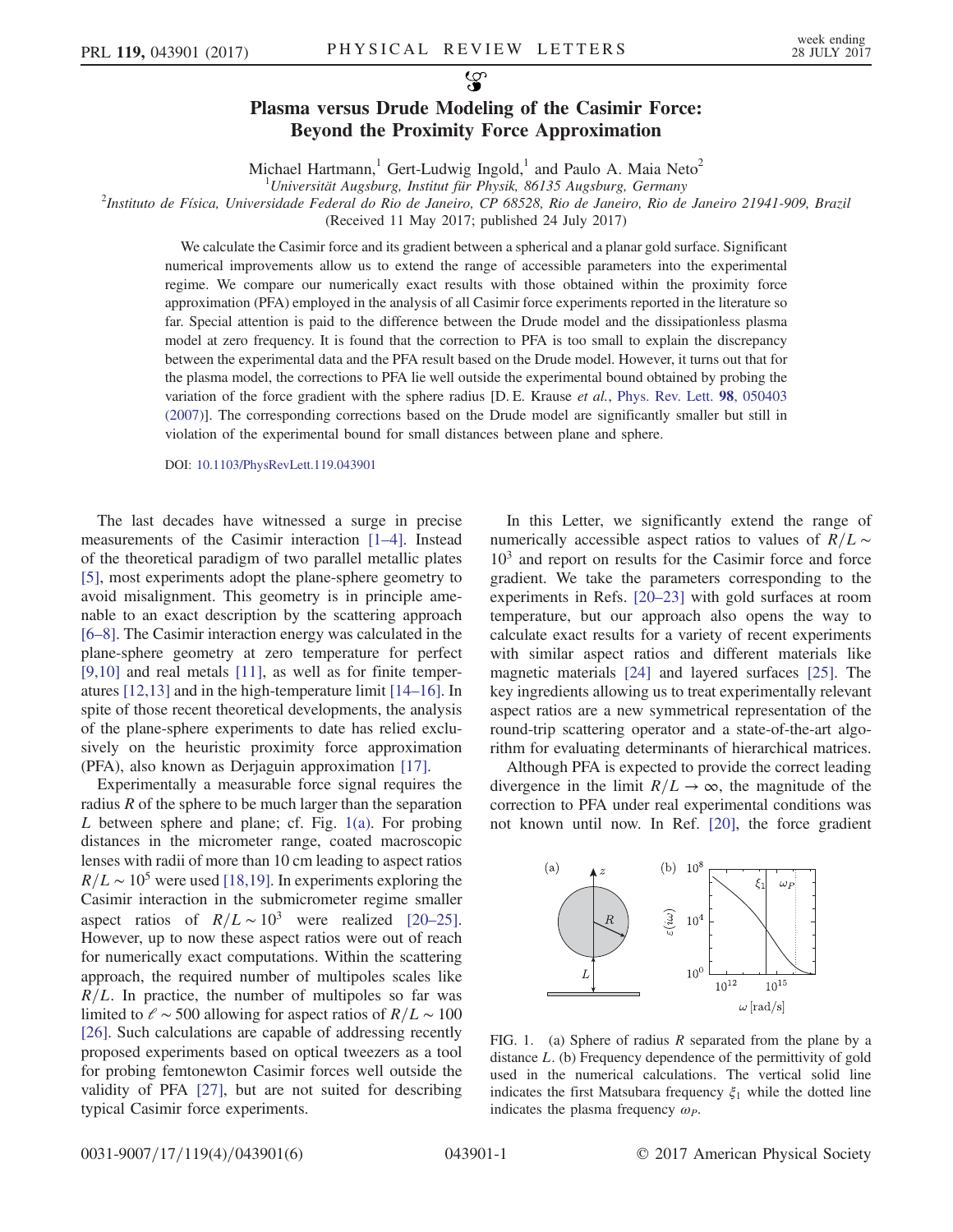# Plasma versus Drude Modeling of the Casimir Force: Beyond the Proximity Force Approximation

Michael Hartmann,[1] Gert-Ludwig Ingold,[1] and Paulo A. Maia Neto[2]

[1]*Universität Augsburg, Institut für Physik, 86135 Augsburg, Germany*

[2]*Instituto de Física, Universidade Federal do Rio de Janeiro, CP 68528, Rio de Janeiro, Rio de Janeiro 21941-909, Brazil*

(Received 11 May 2017; published 24 July 2017)

We calculate the Casimir force and its gradient between a spherical and a planar gold surface. Significant numerical improvements allow us to extend the range of accessible parameters into the experimental regime. We compare our numerically exact results with those obtained within the proximity force approximation (PFA) employed in the analysis of all Casimir force experiments reported in the literature so far. Special attention is paid to the difference between the Drude model and the dissipationless plasma model at zero frequency. It is found that the correction to PFA is too small to explain the discrepancy between the experimental data and the PFA result based on the Drude model. However, it turns out that for the plasma model, the corrections to PFA lie well outside the experimental bound obtained by probing the variation of the force gradient with the sphere radius [D. E. Krause *et al.*, Phys. Rev. Lett. **98**, 050403 (2007)]. The corresponding corrections based on the Drude model are significantly smaller but still in violation of the experimental bound for small distances between plane and sphere.

DOI: 10.1103/PhysRevLett.119.043901

The last decades have witnessed a surge in precise measurements of the Casimir interaction [1–4]. Instead of the theoretical paradigm of two parallel metallic plates [5], most experiments adopt the plane-sphere geometry to avoid misalignment. This geometry is in principle amenable to an exact description by the scattering approach [6–8]. The Casimir interaction energy was calculated in the plane-sphere geometry at zero temperature for perfect [9,10] and real metals [11], as well as for finite temperatures [12,13] and in the high-temperature limit [14–16]. In spite of those recent theoretical developments, the analysis of the plane-sphere experiments to date has relied exclusively on the heuristic proximity force approximation (PFA), also known as Derjaguin approximation [17].

Experimentally a measurable force signal requires the radius $R$ of the sphere to be much larger than the separation $L$ between sphere and plane; cf. Fig. 1(a). For probing distances in the micrometer range, coated macroscopic lenses with radii of more than 10 cm leading to aspect ratios $R/L \sim 10^5$ were used [18,19]. In experiments exploring the Casimir interaction in the submicrometer regime smaller aspect ratios of $R/L \sim 10^3$ were realized [20–25]. However, up to now these aspect ratios were out of reach for numerically exact computations. Within the scattering approach, the required number of multipoles scales like $R/L$. In practice, the number of multipoles so far was limited to $\ell \sim 500$ allowing for aspect ratios of $R/L \sim 100$ [26]. Such calculations are capable of addressing recently proposed experiments based on optical tweezers as a tool for probing femtonewton Casimir forces well outside the validity of PFA [27], but are not suited for describing typical Casimir force experiments.

In this Letter, we significantly extend the range of numerically accessible aspect ratios to values of $R/L \sim 10^3$ and report on results for the Casimir force and force gradient. We take the parameters corresponding to the experiments in Refs. [20–23] with gold surfaces at room temperature, but our approach also opens the way to calculate exact results for a variety of recent experiments with similar aspect ratios and different materials like magnetic materials [24] and layered surfaces [25]. The key ingredients allowing us to treat experimentally relevant aspect ratios are a new symmetrical representation of the round-trip scattering operator and a state-of-the-art algorithm for evaluating determinants of hierarchical matrices.

Although PFA is expected to provide the correct leading divergence in the limit $R/L \to \infty$, the magnitude of the correction to PFA under real experimental conditions was not known until now. In Ref. [20], the force gradient

FIG. 1. (a) Sphere of radius $R$ separated from the plane by a distance $L$. (b) Frequency dependence of the permittivity of gold used in the numerical calculations. The vertical solid line indicates the first Matsubara frequency $\xi_1$ while the dotted line indicates the plasma frequency $\omega_P$.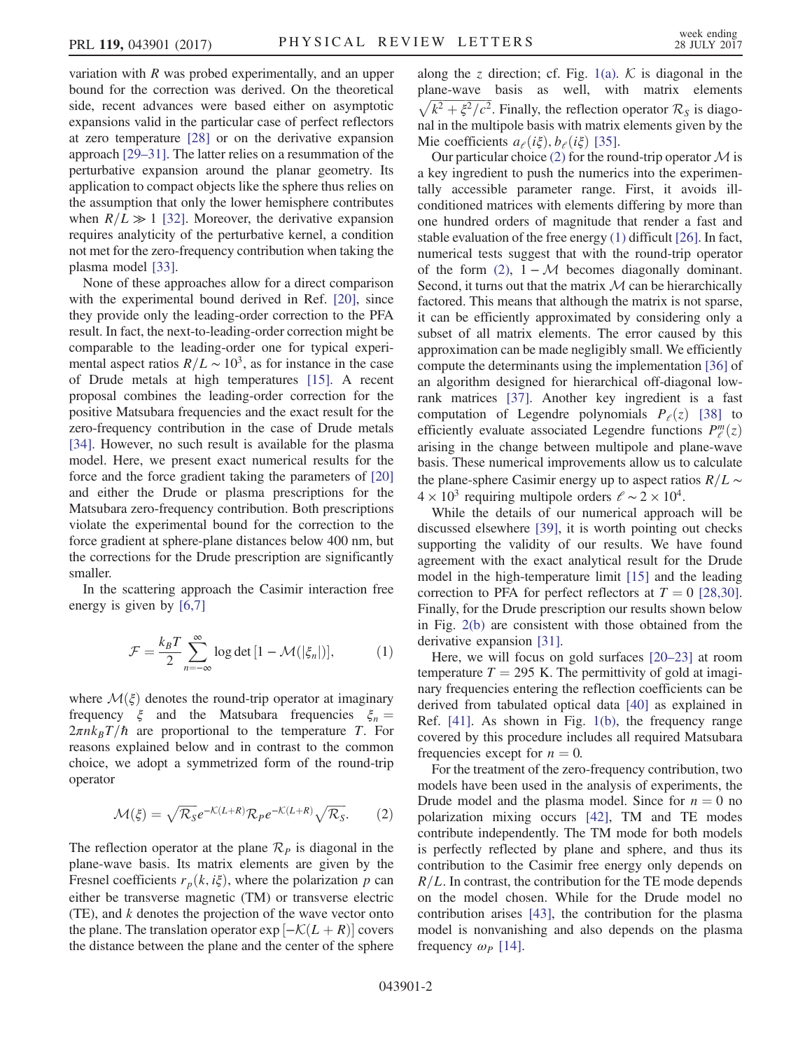variation with $R$ was probed experimentally, and an upper bound for the correction was derived. On the theoretical side, recent advances were based either on asymptotic expansions valid in the particular case of perfect reflectors at zero temperature [28] or on the derivative expansion approach [29–31]. The latter relies on a resummation of the perturbative expansion around the planar geometry. Its application to compact objects like the sphere thus relies on the assumption that only the lower hemisphere contributes when $R/L \gg 1$ [32]. Moreover, the derivative expansion requires analyticity of the perturbative kernel, a condition not met for the zero-frequency contribution when taking the plasma model [33].

None of these approaches allow for a direct comparison with the experimental bound derived in Ref. [20], since they provide only the leading-order correction to the PFA result. In fact, the next-to-leading-order correction might be comparable to the leading-order one for typical experimental aspect ratios $R/L \sim 10^3$, as for instance in the case of Drude metals at high temperatures [15]. A recent proposal combines the leading-order correction for the positive Matsubara frequencies and the exact result for the zero-frequency contribution in the case of Drude metals [34]. However, no such result is available for the plasma model. Here, we present exact numerical results for the force and the force gradient taking the parameters of [20] and either the Drude or plasma prescriptions for the Matsubara zero-frequency contribution. Both prescriptions violate the experimental bound for the correction to the force gradient at sphere-plane distances below 400 nm, but the corrections for the Drude prescription are significantly smaller.

In the scattering approach the Casimir interaction free energy is given by [6,7]

$$\mathcal{F} = \frac{k_B T}{2} \sum_{n=-\infty}^{\infty} \log\det\left[1 - \mathcal{M}(|\xi_n|)\right], \tag{1}$$

where $\mathcal{M}(\xi)$ denotes the round-trip operator at imaginary frequency $\xi$ and the Matsubara frequencies $\xi_n = 2\pi n k_B T/\hbar$ are proportional to the temperature $T$. For reasons explained below and in contrast to the common choice, we adopt a symmetrized form of the round-trip operator

$$\mathcal{M}(\xi) = \sqrt{\mathcal{R}_S} e^{-\mathcal{K}(L+R)} \mathcal{R}_P e^{-\mathcal{K}(L+R)} \sqrt{\mathcal{R}_S}. \tag{2}$$

The reflection operator at the plane $\mathcal{R}_P$ is diagonal in the plane-wave basis. Its matrix elements are given by the Fresnel coefficients $r_p(k, i\xi)$, where the polarization $p$ can either be transverse magnetic (TM) or transverse electric (TE), and $k$ denotes the projection of the wave vector onto the plane. The translation operator $\exp[-\mathcal{K}(L+R)]$ covers the distance between the plane and the center of the sphere along the $z$ direction; cf. Fig. 1(a). $\mathcal{K}$ is diagonal in the plane-wave basis as well, with matrix elements $\sqrt{k^2 + \xi^2/c^2}$. Finally, the reflection operator $\mathcal{R}_S$ is diagonal in the multipole basis with matrix elements given by the Mie coefficients $a_\ell(i\xi), b_\ell(i\xi)$ [35].

Our particular choice (2) for the round-trip operator $\mathcal{M}$ is a key ingredient to push the numerics into the experimentally accessible parameter range. First, it avoids ill-conditioned matrices with elements differing by more than one hundred orders of magnitude that render a fast and stable evaluation of the free energy (1) difficult [26]. In fact, numerical tests suggest that with the round-trip operator of the form (2), $1 - \mathcal{M}$ becomes diagonally dominant. Second, it turns out that the matrix $\mathcal{M}$ can be hierarchically factored. This means that although the matrix is not sparse, it can be efficiently approximated by considering only a subset of all matrix elements. The error caused by this approximation can be made negligibly small. We efficiently compute the determinants using the implementation [36] of an algorithm designed for hierarchical off-diagonal low-rank matrices [37]. Another key ingredient is a fast computation of Legendre polynomials $P_\ell(z)$ [38] to efficiently evaluate associated Legendre functions $P_\ell^m(z)$ arising in the change between multipole and plane-wave basis. These numerical improvements allow us to calculate the plane-sphere Casimir energy up to aspect ratios $R/L \sim 4 \times 10^3$ requiring multipole orders $\ell \sim 2 \times 10^4$.

While the details of our numerical approach will be discussed elsewhere [39], it is worth pointing out checks supporting the validity of our results. We have found agreement with the exact analytical result for the Drude model in the high-temperature limit [15] and the leading correction to PFA for perfect reflectors at $T = 0$ [28,30]. Finally, for the Drude prescription our results shown below in Fig. 2(b) are consistent with those obtained from the derivative expansion [31].

Here, we will focus on gold surfaces [20–23] at room temperature $T = 295$ K. The permittivity of gold at imaginary frequencies entering the reflection coefficients can be derived from tabulated optical data [40] as explained in Ref. [41]. As shown in Fig. 1(b), the frequency range covered by this procedure includes all required Matsubara frequencies except for $n = 0$.

For the treatment of the zero-frequency contribution, two models have been used in the analysis of experiments, the Drude model and the plasma model. Since for $n = 0$ no polarization mixing occurs [42], TM and TE modes contribute independently. The TM mode for both models is perfectly reflected by plane and sphere, and thus its contribution to the Casimir free energy only depends on $R/L$. In contrast, the contribution for the TE mode depends on the model chosen. While for the Drude model no contribution arises [43], the contribution for the plasma model is nonvanishing and also depends on the plasma frequency $\omega_P$ [14].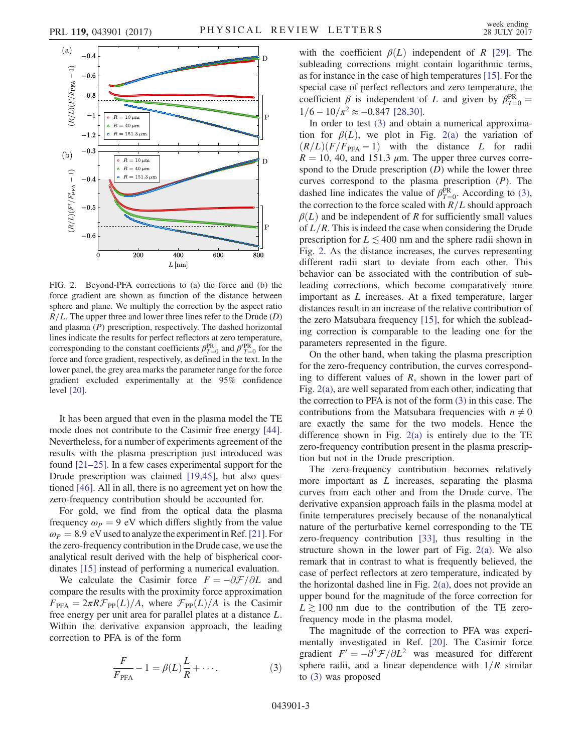FIG. 2. Beyond-PFA corrections to (a) the force and (b) the force gradient are shown as function of the distance between sphere and plane. We multiply the correction by the aspect ratio $R/L$. The upper three and lower three lines refer to the Drude ($D$) and plasma ($P$) prescription, respectively. The dashed horizontal lines indicate the results for perfect reflectors at zero temperature, corresponding to the constant coefficients $\beta^{\rm PR}_{T=0}$ and $\beta'^{\rm PR}_{T=0}$ for the force and force gradient, respectively, as defined in the text. In the lower panel, the grey area marks the parameter range for the force gradient excluded experimentally at the 95% confidence level [20].

It has been argued that even in the plasma model the TE mode does not contribute to the Casimir free energy [44]. Nevertheless, for a number of experiments agreement of the results with the plasma prescription just introduced was found [21–25]. In a few cases experimental support for the Drude prescription was claimed [19,45], but also questioned [46]. All in all, there is no agreement yet on how the zero-frequency contribution should be accounted for.

For gold, we find from the optical data the plasma frequency $\omega_P = 9$ eV which differs slightly from the value $\omega_P = 8.9$ eV used to analyze the experiment in Ref. [21]. For the zero-frequency contribution in the Drude case, we use the analytical result derived with the help of bispherical coordinates [15] instead of performing a numerical evaluation.

We calculate the Casimir force $F = -\partial\mathcal{F}/\partial L$ and compare the results with the proximity force approximation $F_{\rm PFA} = 2\pi R\mathcal{F}_{\rm PP}(L)/A$, where $\mathcal{F}_{\rm PP}(L)/A$ is the Casimir free energy per unit area for parallel plates at a distance $L$. Within the derivative expansion approach, the leading correction to PFA is of the form

$$\frac{F}{F_{\rm PFA}} - 1 = \beta(L)\frac{L}{R} + \cdots, \tag{3}$$

with the coefficient $\beta(L)$ independent of $R$ [29]. The subleading corrections might contain logarithmic terms, as for instance in the case of high temperatures [15]. For the special case of perfect reflectors and zero temperature, the coefficient $\beta$ is independent of $L$ and given by $\beta^{\rm PR}_{T=0} = 1/6 - 10/\pi^2 \approx -0.847$ [28,30].

In order to test (3) and obtain a numerical approximation for $\beta(L)$, we plot in Fig. 2(a) the variation of $(R/L)(F/F_{\rm PFA} - 1)$ with the distance $L$ for radii $R = 10$, 40, and 151.3 $\mu$m. The upper three curves correspond to the Drude prescription ($D$) while the lower three curves correspond to the plasma prescription ($P$). The dashed line indicates the value of $\beta^{\rm PR}_{T=0}$. According to (3), the correction to the force scaled with $R/L$ should approach $\beta(L)$ and be independent of $R$ for sufficiently small values of $L/R$. This is indeed the case when considering the Drude prescription for $L \lesssim 400$ nm and the sphere radii shown in Fig. 2. As the distance increases, the curves representing different radii start to deviate from each other. This behavior can be associated with the contribution of subleading corrections, which become comparatively more important as $L$ increases. At a fixed temperature, larger distances result in an increase of the relative contribution of the zero Matsubara frequency [15], for which the subleading correction is comparable to the leading one for the parameters represented in the figure.

On the other hand, when taking the plasma prescription for the zero-frequency contribution, the curves corresponding to different values of $R$, shown in the lower part of Fig. 2(a), are well separated from each other, indicating that the correction to PFA is not of the form (3) in this case. The contributions from the Matsubara frequencies with $n \neq 0$ are exactly the same for the two models. Hence the difference shown in Fig. 2(a) is entirely due to the TE zero-frequency contribution present in the plasma prescription but not in the Drude prescription.

The zero-frequency contribution becomes relatively more important as $L$ increases, separating the plasma curves from each other and from the Drude curve. The derivative expansion approach fails in the plasma model at finite temperatures precisely because of the nonanalytical nature of the perturbative kernel corresponding to the TE zero-frequency contribution [33], thus resulting in the structure shown in the lower part of Fig. 2(a). We also remark that in contrast to what is frequently believed, the case of perfect reflectors at zero temperature, indicated by the horizontal dashed line in Fig. 2(a), does not provide an upper bound for the magnitude of the force correction for $L \gtrsim 100$ nm due to the contribution of the TE zero-frequency mode in the plasma model.

The magnitude of the correction to PFA was experimentally investigated in Ref. [20]. The Casimir force gradient $F' = -\partial^2\mathcal{F}/\partial L^2$ was measured for different sphere radii, and a linear dependence with $1/R$ similar to (3) was proposed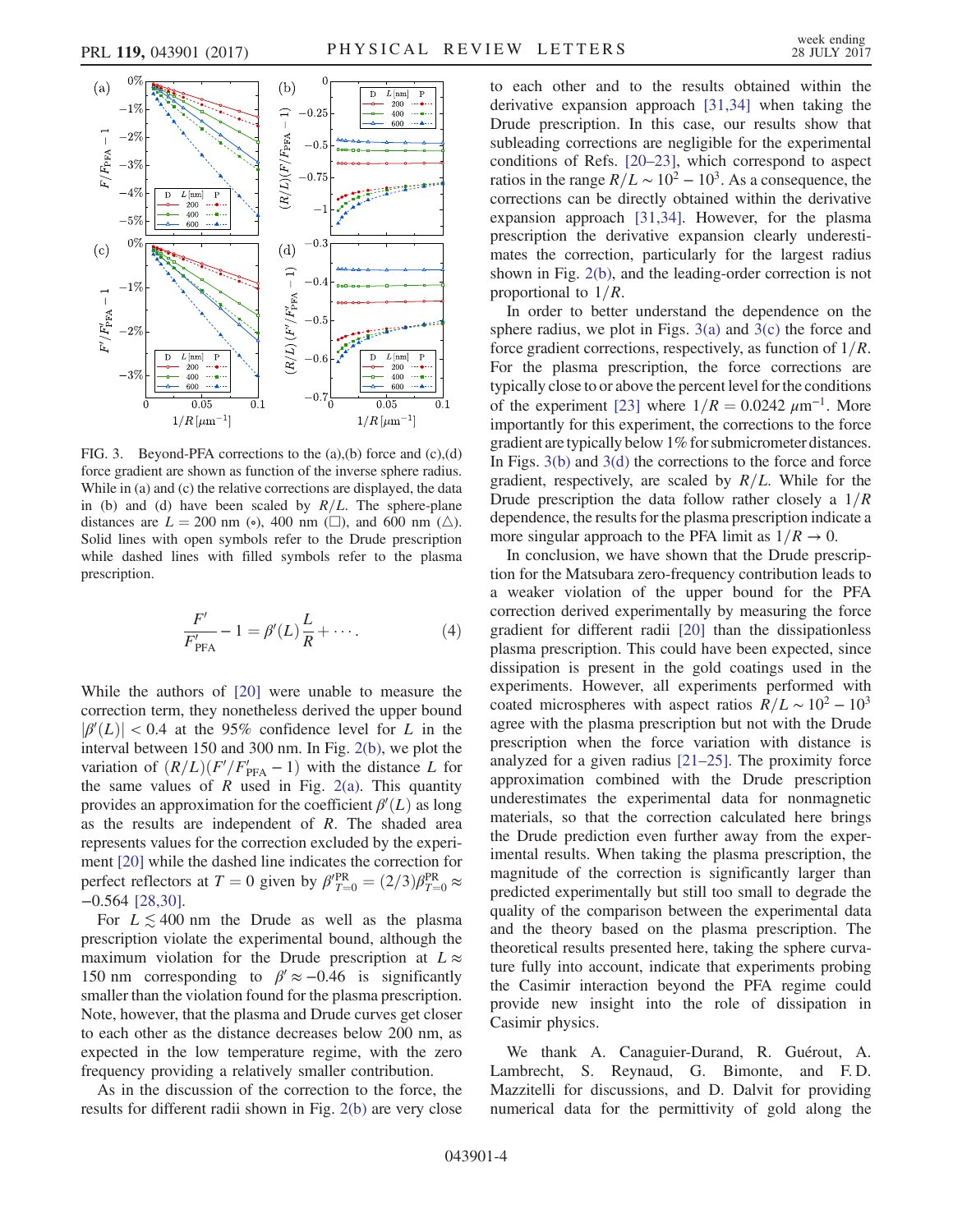FIG. 3. Beyond-PFA corrections to the (a),(b) force and (c),(d) force gradient are shown as function of the inverse sphere radius. While in (a) and (c) the relative corrections are displayed, the data in (b) and (d) have been scaled by $R/L$. The sphere-plane distances are $L = 200$ nm (∘), 400 nm (□), and 600 nm (△). Solid lines with open symbols refer to the Drude prescription while dashed lines with filled symbols refer to the plasma prescription.

$$\frac{F'}{F'_{\rm PFA}} - 1 = \beta'(L)\frac{L}{R} + \cdots. \tag{4}$$

While the authors of [20] were unable to measure the correction term, they nonetheless derived the upper bound $|\beta'(L)| < 0.4$ at the 95% confidence level for $L$ in the interval between 150 and 300 nm. In Fig. 2(b), we plot the variation of $(R/L)(F'/F'_{\rm PFA} - 1)$ with the distance $L$ for the same values of $R$ used in Fig. 2(a). This quantity provides an approximation for the coefficient $\beta'(L)$ as long as the results are independent of $R$. The shaded area represents values for the correction excluded by the experiment [20] while the dashed line indicates the correction for perfect reflectors at $T = 0$ given by $\beta'^{\rm PR}_{T=0} = (2/3)\beta^{\rm PR}_{T=0} \approx -0.564$ [28,30].

For $L \lesssim 400$ nm the Drude as well as the plasma prescription violate the experimental bound, although the maximum violation for the Drude prescription at $L \approx 150$ nm corresponding to $\beta' \approx -0.46$ is significantly smaller than the violation found for the plasma prescription. Note, however, that the plasma and Drude curves get closer to each other as the distance decreases below 200 nm, as expected in the low temperature regime, with the zero frequency providing a relatively smaller contribution.

As in the discussion of the correction to the force, the results for different radii shown in Fig. 2(b) are very close to each other and to the results obtained within the derivative expansion approach [31,34] when taking the Drude prescription. In this case, our results show that subleading corrections are negligible for the experimental conditions of Refs. [20–23], which correspond to aspect ratios in the range $R/L \sim 10^2 - 10^3$. As a consequence, the corrections can be directly obtained within the derivative expansion approach [31,34]. However, for the plasma prescription the derivative expansion clearly underestimates the correction, particularly for the largest radius shown in Fig. 2(b), and the leading-order correction is not proportional to $1/R$.

In order to better understand the dependence on the sphere radius, we plot in Figs. 3(a) and 3(c) the force and force gradient corrections, respectively, as function of $1/R$. For the plasma prescription, the force corrections are typically close to or above the percent level for the conditions of the experiment [23] where $1/R = 0.0242\ \mu{\rm m}^{-1}$. More importantly for this experiment, the corrections to the force gradient are typically below 1% for submicrometer distances. In Figs. 3(b) and 3(d) the corrections to the force and force gradient, respectively, are scaled by $R/L$. While for the Drude prescription the data follow rather closely a $1/R$ dependence, the results for the plasma prescription indicate a more singular approach to the PFA limit as $1/R \to 0$.

In conclusion, we have shown that the Drude prescription for the Matsubara zero-frequency contribution leads to a weaker violation of the upper bound for the PFA correction derived experimentally by measuring the force gradient for different radii [20] than the dissipationless plasma prescription. This could have been expected, since dissipation is present in the gold coatings used in the experiments. However, all experiments performed with coated microspheres with aspect ratios $R/L \sim 10^2 - 10^3$ agree with the plasma prescription but not with the Drude prescription when the force variation with distance is analyzed for a given radius [21–25]. The proximity force approximation combined with the Drude prescription underestimates the experimental data for nonmagnetic materials, so that the correction calculated here brings the Drude prediction even further away from the experimental results. When taking the plasma prescription, the magnitude of the correction is significantly larger than predicted experimentally but still too small to degrade the quality of the comparison between the experimental data and the theory based on the plasma prescription. The theoretical results presented here, taking the sphere curvature fully into account, indicate that experiments probing the Casimir interaction beyond the PFA regime could provide new insight into the role of dissipation in Casimir physics.

We thank A. Canaguier-Durand, R. Guérout, A. Lambrecht, S. Reynaud, G. Bimonte, and F. D. Mazzitelli for discussions, and D. Dalvit for providing numerical data for the permittivity of gold along the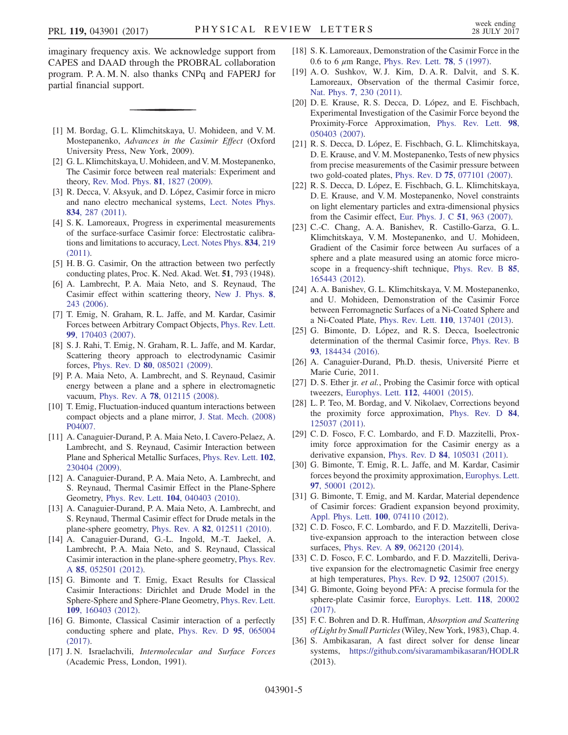imaginary frequency axis. We acknowledge support from CAPES and DAAD through the PROBRAL collaboration program. P. A. M. N. also thanks CNPq and FAPERJ for partial financial support.

---

[1] M. Bordag, G. L. Klimchitskaya, U. Mohideen, and V. M. Mostepanenko, *Advances in the Casimir Effect* (Oxford University Press, New York, 2009).

[2] G. L. Klimchitskaya, U. Mohideen, and V. M. Mostepanenko, The Casimir force between real materials: Experiment and theory, Rev. Mod. Phys. **81**, 1827 (2009).

[3] R. Decca, V. Aksyuk, and D. López, Casimir force in micro and nano electro mechanical systems, Lect. Notes Phys. **834**, 287 (2011).

[4] S. K. Lamoreaux, Progress in experimental measurements of the surface-surface Casimir force: Electrostatic calibrations and limitations to accuracy, Lect. Notes Phys. **834**, 219 (2011).

[5] H. B. G. Casimir, On the attraction between two perfectly conducting plates, Proc. K. Ned. Akad. Wet. **51**, 793 (1948).

[6] A. Lambrecht, P. A. Maia Neto, and S. Reynaud, The Casimir effect within scattering theory, New J. Phys. **8**, 243 (2006).

[7] T. Emig, N. Graham, R. L. Jaffe, and M. Kardar, Casimir Forces between Arbitrary Compact Objects, Phys. Rev. Lett. **99**, 170403 (2007).

[8] S. J. Rahi, T. Emig, N. Graham, R. L. Jaffe, and M. Kardar, Scattering theory approach to electrodynamic Casimir forces, Phys. Rev. D **80**, 085021 (2009).

[9] P. A. Maia Neto, A. Lambrecht, and S. Reynaud, Casimir energy between a plane and a sphere in electromagnetic vacuum, Phys. Rev. A **78**, 012115 (2008).

[10] T. Emig, Fluctuation-induced quantum interactions between compact objects and a plane mirror, J. Stat. Mech. (2008) P04007.

[11] A. Canaguier-Durand, P. A. Maia Neto, I. Cavero-Pelaez, A. Lambrecht, and S. Reynaud, Casimir Interaction between Plane and Spherical Metallic Surfaces, Phys. Rev. Lett. **102**, 230404 (2009).

[12] A. Canaguier-Durand, P. A. Maia Neto, A. Lambrecht, and S. Reynaud, Thermal Casimir Effect in the Plane-Sphere Geometry, Phys. Rev. Lett. **104**, 040403 (2010).

[13] A. Canaguier-Durand, P. A. Maia Neto, A. Lambrecht, and S. Reynaud, Thermal Casimir effect for Drude metals in the plane-sphere geometry, Phys. Rev. A **82**, 012511 (2010).

[14] A. Canaguier-Durand, G.-L. Ingold, M.-T. Jaekel, A. Lambrecht, P. A. Maia Neto, and S. Reynaud, Classical Casimir interaction in the plane-sphere geometry, Phys. Rev. A **85**, 052501 (2012).

[15] G. Bimonte and T. Emig, Exact Results for Classical Casimir Interactions: Dirichlet and Drude Model in the Sphere-Sphere and Sphere-Plane Geometry, Phys. Rev. Lett. **109**, 160403 (2012).

[16] G. Bimonte, Classical Casimir interaction of a perfectly conducting sphere and plate, Phys. Rev. D **95**, 065004 (2017).

[17] J. N. Israelachvili, *Intermolecular and Surface Forces* (Academic Press, London, 1991).

[18] S. K. Lamoreaux, Demonstration of the Casimir Force in the 0.6 to 6 $\mu$m Range, Phys. Rev. Lett. **78**, 5 (1997).

[19] A. O. Sushkov, W. J. Kim, D. A. R. Dalvit, and S. K. Lamoreaux, Observation of the thermal Casimir force, Nat. Phys. **7**, 230 (2011).

[20] D. E. Krause, R. S. Decca, D. López, and E. Fischbach, Experimental Investigation of the Casimir Force beyond the Proximity-Force Approximation, Phys. Rev. Lett. **98**, 050403 (2007).

[21] R. S. Decca, D. López, E. Fischbach, G. L. Klimchitskaya, D. E. Krause, and V. M. Mostepanenko, Tests of new physics from precise measurements of the Casimir pressure between two gold-coated plates, Phys. Rev. D **75**, 077101 (2007).

[22] R. S. Decca, D. López, E. Fischbach, G. L. Klimchitskaya, D. E. Krause, and V. M. Mostepanenko, Novel constraints on light elementary particles and extra-dimensional physics from the Casimir effect, Eur. Phys. J. C **51**, 963 (2007).

[23] C.-C. Chang, A. A. Banishev, R. Castillo-Garza, G. L. Klimchitskaya, V. M. Mostepanenko, and U. Mohideen, Gradient of the Casimir force between Au surfaces of a sphere and a plate measured using an atomic force microscope in a frequency-shift technique, Phys. Rev. B **85**, 165443 (2012).

[24] A. A. Banishev, G. L. Klimchitskaya, V. M. Mostepanenko, and U. Mohideen, Demonstration of the Casimir Force between Ferromagnetic Surfaces of a Ni-Coated Sphere and a Ni-Coated Plate, Phys. Rev. Lett. **110**, 137401 (2013).

[25] G. Bimonte, D. López, and R. S. Decca, Isoelectronic determination of the thermal Casimir force, Phys. Rev. B **93**, 184434 (2016).

[26] A. Canaguier-Durand, Ph.D. thesis, Université Pierre et Marie Curie, 2011.

[27] D. S. Ether jr. *et al.*, Probing the Casimir force with optical tweezers, Europhys. Lett. **112**, 44001 (2015).

[28] L. P. Teo, M. Bordag, and V. Nikolaev, Corrections beyond the proximity force approximation, Phys. Rev. D **84**, 125037 (2011).

[29] C. D. Fosco, F. C. Lombardo, and F. D. Mazzitelli, Proximity force approximation for the Casimir energy as a derivative expansion, Phys. Rev. D **84**, 105031 (2011).

[30] G. Bimonte, T. Emig, R. L. Jaffe, and M. Kardar, Casimir forces beyond the proximity approximation, Europhys. Lett. **97**, 50001 (2012).

[31] G. Bimonte, T. Emig, and M. Kardar, Material dependence of Casimir forces: Gradient expansion beyond proximity, Appl. Phys. Lett. **100**, 074110 (2012).

[32] C. D. Fosco, F. C. Lombardo, and F. D. Mazzitelli, Derivative-expansion approach to the interaction between close surfaces, Phys. Rev. A **89**, 062120 (2014).

[33] C. D. Fosco, F. C. Lombardo, and F. D. Mazzitelli, Derivative expansion for the electromagnetic Casimir free energy at high temperatures, Phys. Rev. D **92**, 125007 (2015).

[34] G. Bimonte, Going beyond PFA: A precise formula for the sphere-plate Casimir force, Europhys. Lett. **118**, 20002 (2017).

[35] F. C. Bohren and D. R. Huffman, *Absorption and Scattering of Light by Small Particles* (Wiley, New York, 1983), Chap. 4.

[36] S. Ambikasaran, A fast direct solver for dense linear systems, https://github.com/sivaramambikasaran/HODLR (2013).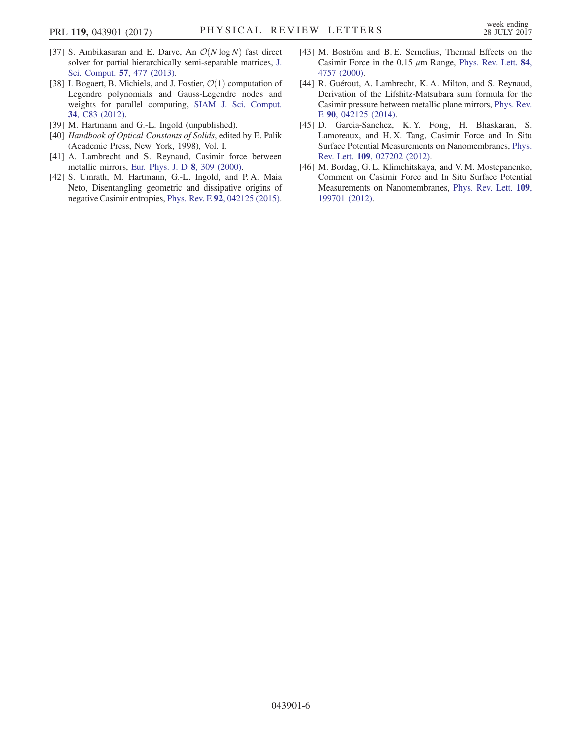[37] S. Ambikasaran and E. Darve, An $\mathcal{O}(N \log N)$ fast direct solver for partial hierarchically semi-separable matrices, J. Sci. Comput. **57**, 477 (2013).

[38] I. Bogaert, B. Michiels, and J. Fostier, $\mathcal{O}(1)$ computation of Legendre polynomials and Gauss-Legendre nodes and weights for parallel computing, SIAM J. Sci. Comput. **34**, C83 (2012).

[39] M. Hartmann and G.-L. Ingold (unpublished).

[40] *Handbook of Optical Constants of Solids*, edited by E. Palik (Academic Press, New York, 1998), Vol. I.

[41] A. Lambrecht and S. Reynaud, Casimir force between metallic mirrors, Eur. Phys. J. D **8**, 309 (2000).

[42] S. Umrath, M. Hartmann, G.-L. Ingold, and P. A. Maia Neto, Disentangling geometric and dissipative origins of negative Casimir entropies, Phys. Rev. E **92**, 042125 (2015).

[43] M. Boström and B. E. Sernelius, Thermal Effects on the Casimir Force in the 0.15 $\mu$m Range, Phys. Rev. Lett. **84**, 4757 (2000).

[44] R. Guérout, A. Lambrecht, K. A. Milton, and S. Reynaud, Derivation of the Lifshitz-Matsubara sum formula for the Casimir pressure between metallic plane mirrors, Phys. Rev. E **90**, 042125 (2014).

[45] D. Garcia-Sanchez, K. Y. Fong, H. Bhaskaran, S. Lamoreaux, and H. X. Tang, Casimir Force and In Situ Surface Potential Measurements on Nanomembranes, Phys. Rev. Lett. **109**, 027202 (2012).

[46] M. Bordag, G. L. Klimchitskaya, and V. M. Mostepanenko, Comment on Casimir Force and In Situ Surface Potential Measurements on Nanomembranes, Phys. Rev. Lett. **109**, 199701 (2012).